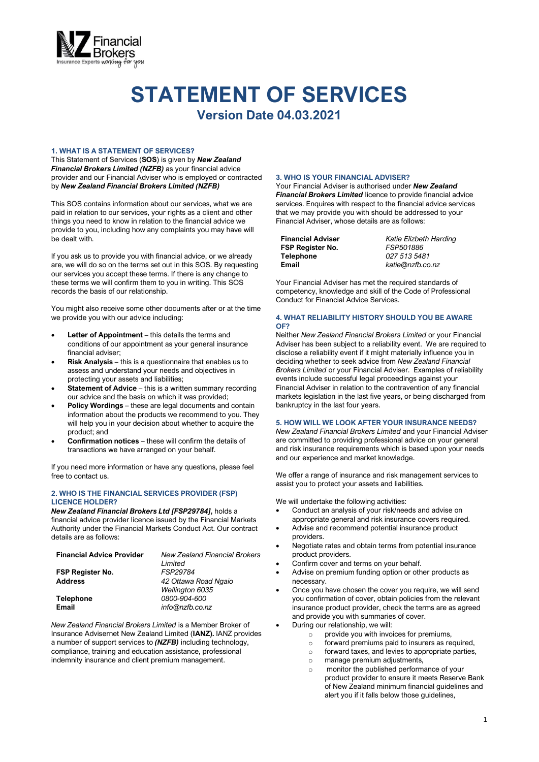# STATEMENT OF SERVICES

## Version Date 04.03.2021

### 1. WHAT IS A STATEMENT OF SERVICES?

This Statement of Services (**SOS**) is given by ***New Zealand Financial Brokers Limited (NZFB)*** as your financial advice provider and our Financial Adviser who is employed or contracted by ***New Zealand Financial Brokers Limited (NZFB)***

This SOS contains information about our services, what we are paid in relation to our services, your rights as a client and other things you need to know in relation to the financial advice we provide to you, including how any complaints you may have will be dealt with.

If you ask us to provide you with financial advice, or we already are, we will do so on the terms set out in this SOS. By requesting our services you accept these terms. If there is any change to these terms we will confirm them to you in writing. This SOS records the basis of our relationship.

You might also receive some other documents after or at the time we provide you with our advice including:

- **Letter of Appointment** – this details the terms and conditions of our appointment as your general insurance financial adviser;
- **Risk Analysis** – this is a questionnaire that enables us to assess and understand your needs and objectives in protecting your assets and liabilities;
- **Statement of Advice** – this is a written summary recording our advice and the basis on which it was provided;
- **Policy Wordings** – these are legal documents and contain information about the products we recommend to you. They will help you in your decision about whether to acquire the product; and
- **Confirmation notices** – these will confirm the details of transactions we have arranged on your behalf.

If you need more information or have any questions, please feel free to contact us.

### 2. WHO IS THE FINANCIAL SERVICES PROVIDER (FSP) LICENCE HOLDER?

***New Zealand Financial Brokers Ltd [FSP29784]***, holds a financial advice provider licence issued by the Financial Markets Authority under the Financial Markets Conduct Act. Our contract details are as follows:

| | |
|---|---|
| **Financial Advice Provider** | *New Zealand Financial Brokers Limited* |
| **FSP Register No.** | *FSP29784* |
| **Address** | *42 Ottawa Road Ngaio Wellington 6035* |
| **Telephone** | *0800-904-600* |
| **Email** | *info@nzfb.co.nz* |

*New Zealand Financial Brokers Limited* is a Member Broker of Insurance Advisernet New Zealand Limited (**IANZ).** IANZ provides a number of support services to ***(NZFB)*** including technology, compliance, training and education assistance, professional indemnity insurance and client premium management.

### 3. WHO IS YOUR FINANCIAL ADVISER?

Your Financial Adviser is authorised under ***New Zealand Financial Brokers Limited*** licence to provide financial advice services. Enquires with respect to the financial advice services that we may provide you with should be addressed to your Financial Adviser, whose details are as follows:

| | |
|---|---|
| **Financial Adviser** | *Katie Elizbeth Harding* |
| **FSP Register No.** | *FSP501886* |
| **Telephone** | *027 513 5481* |
| **Email** | *katie@nzfb.co.nz* |

Your Financial Adviser has met the required standards of competency, knowledge and skill of the Code of Professional Conduct for Financial Advice Services.

### 4. WHAT RELIABILITY HISTORY SHOULD YOU BE AWARE OF?

Neither *New Zealand Financial Brokers Limited* or your Financial Adviser has been subject to a reliability event. We are required to disclose a reliability event if it might materially influence you in deciding whether to seek advice from *New Zealand Financial Brokers Limited* or your Financial Adviser. Examples of reliability events include successful legal proceedings against your Financial Adviser in relation to the contravention of any financial markets legislation in the last five years, or being discharged from bankruptcy in the last four years.

### 5. HOW WILL WE LOOK AFTER YOUR INSURANCE NEEDS?

*New Zealand Financial Brokers Limited* and your Financial Adviser are committed to providing professional advice on your general and risk insurance requirements which is based upon your needs and our experience and market knowledge.

We offer a range of insurance and risk management services to assist you to protect your assets and liabilities.

We will undertake the following activities:

- Conduct an analysis of your risk/needs and advise on appropriate general and risk insurance covers required.
- Advise and recommend potential insurance product providers.
- Negotiate rates and obtain terms from potential insurance product providers.
- Confirm cover and terms on your behalf.
- Advise on premium funding option or other products as necessary.
- Once you have chosen the cover you require, we will send you confirmation of cover, obtain policies from the relevant insurance product provider, check the terms are as agreed and provide you with summaries of cover.
- During our relationship, we will:
  - provide you with invoices for premiums,
  - forward premiums paid to insurers as required,
  - forward taxes, and levies to appropriate parties,
  - manage premium adjustments,
  - monitor the published performance of your product provider to ensure it meets Reserve Bank of New Zealand minimum financial guidelines and alert you if it falls below those guidelines,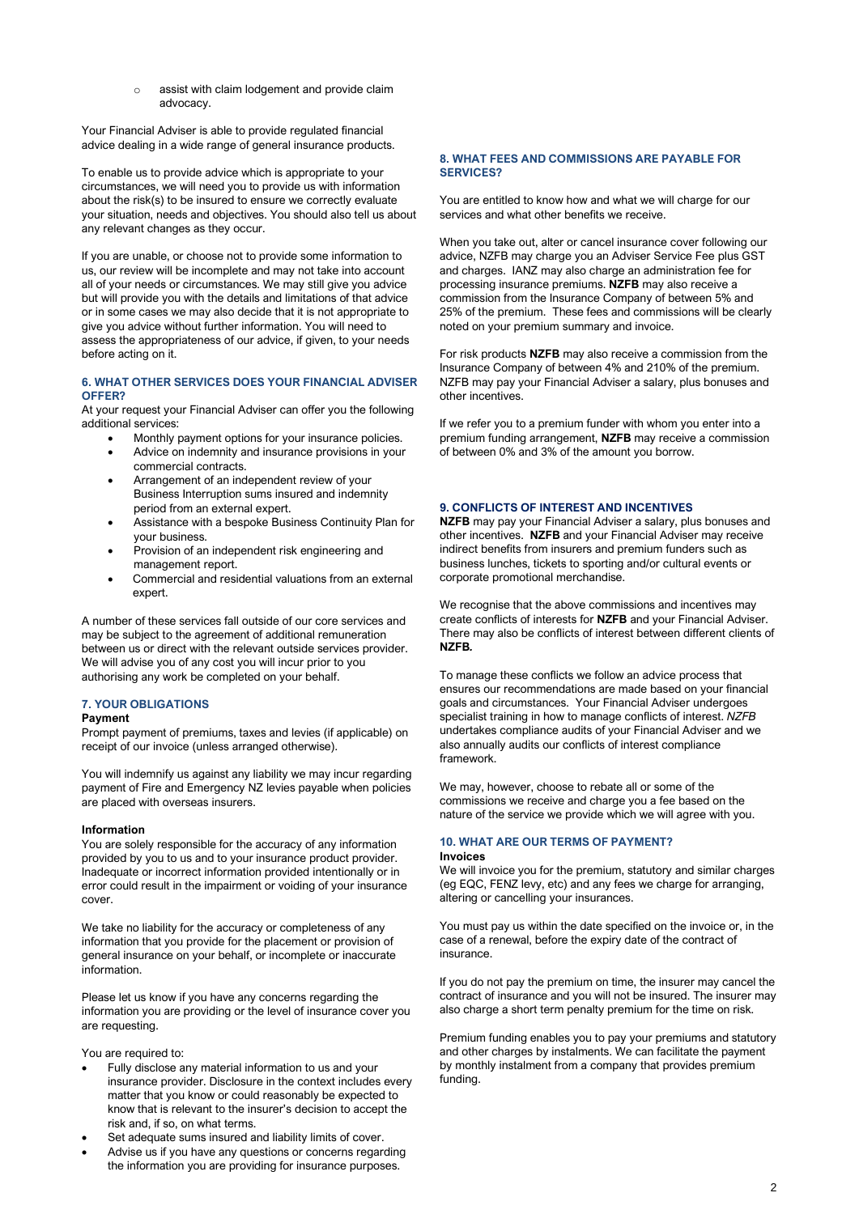- assist with claim lodgement and provide claim advocacy.

Your Financial Adviser is able to provide regulated financial advice dealing in a wide range of general insurance products.

To enable us to provide advice which is appropriate to your circumstances, we will need you to provide us with information about the risk(s) to be insured to ensure we correctly evaluate your situation, needs and objectives. You should also tell us about any relevant changes as they occur.

If you are unable, or choose not to provide some information to us, our review will be incomplete and may not take into account all of your needs or circumstances. We may still give you advice but will provide you with the details and limitations of that advice or in some cases we may also decide that it is not appropriate to give you advice without further information. You will need to assess the appropriateness of our advice, if given, to your needs before acting on it.

## 6. WHAT OTHER SERVICES DOES YOUR FINANCIAL ADVISER OFFER?

At your request your Financial Adviser can offer you the following additional services:

- Monthly payment options for your insurance policies.
- Advice on indemnity and insurance provisions in your commercial contracts.
- Arrangement of an independent review of your Business Interruption sums insured and indemnity period from an external expert.
- Assistance with a bespoke Business Continuity Plan for your business.
- Provision of an independent risk engineering and management report.
- Commercial and residential valuations from an external expert.

A number of these services fall outside of our core services and may be subject to the agreement of additional remuneration between us or direct with the relevant outside services provider. We will advise you of any cost you will incur prior to you authorising any work be completed on your behalf.

## 7. YOUR OBLIGATIONS

**Payment**

Prompt payment of premiums, taxes and levies (if applicable) on receipt of our invoice (unless arranged otherwise).

You will indemnify us against any liability we may incur regarding payment of Fire and Emergency NZ levies payable when policies are placed with overseas insurers.

**Information**

You are solely responsible for the accuracy of any information provided by you to us and to your insurance product provider. Inadequate or incorrect information provided intentionally or in error could result in the impairment or voiding of your insurance cover.

We take no liability for the accuracy or completeness of any information that you provide for the placement or provision of general insurance on your behalf, or incomplete or inaccurate information.

Please let us know if you have any concerns regarding the information you are providing or the level of insurance cover you are requesting.

You are required to:

- Fully disclose any material information to us and your insurance provider. Disclosure in the context includes every matter that you know or could reasonably be expected to know that is relevant to the insurer's decision to accept the risk and, if so, on what terms.
- Set adequate sums insured and liability limits of cover.
- Advise us if you have any questions or concerns regarding the information you are providing for insurance purposes.

## 8. WHAT FEES AND COMMISSIONS ARE PAYABLE FOR SERVICES?

You are entitled to know how and what we will charge for our services and what other benefits we receive.

When you take out, alter or cancel insurance cover following our advice, NZFB may charge you an Adviser Service Fee plus GST and charges. IANZ may also charge an administration fee for processing insurance premiums. **NZFB** may also receive a commission from the Insurance Company of between 5% and 25% of the premium. These fees and commissions will be clearly noted on your premium summary and invoice.

For risk products **NZFB** may also receive a commission from the Insurance Company of between 4% and 210% of the premium. NZFB may pay your Financial Adviser a salary, plus bonuses and other incentives.

If we refer you to a premium funder with whom you enter into a premium funding arrangement, **NZFB** may receive a commission of between 0% and 3% of the amount you borrow.

## 9. CONFLICTS OF INTEREST AND INCENTIVES

**NZFB** may pay your Financial Adviser a salary, plus bonuses and other incentives. **NZFB** and your Financial Adviser may receive indirect benefits from insurers and premium funders such as business lunches, tickets to sporting and/or cultural events or corporate promotional merchandise.

We recognise that the above commissions and incentives may create conflicts of interests for **NZFB** and your Financial Adviser. There may also be conflicts of interest between different clients of **NZFB.**

To manage these conflicts we follow an advice process that ensures our recommendations are made based on your financial goals and circumstances. Your Financial Adviser undergoes specialist training in how to manage conflicts of interest. *NZFB* undertakes compliance audits of your Financial Adviser and we also annually audits our conflicts of interest compliance framework.

We may, however, choose to rebate all or some of the commissions we receive and charge you a fee based on the nature of the service we provide which we will agree with you.

## 10. WHAT ARE OUR TERMS OF PAYMENT?

**Invoices**

We will invoice you for the premium, statutory and similar charges (eg EQC, FENZ levy, etc) and any fees we charge for arranging, altering or cancelling your insurances.

You must pay us within the date specified on the invoice or, in the case of a renewal, before the expiry date of the contract of insurance.

If you do not pay the premium on time, the insurer may cancel the contract of insurance and you will not be insured. The insurer may also charge a short term penalty premium for the time on risk.

Premium funding enables you to pay your premiums and statutory and other charges by instalments. We can facilitate the payment by monthly instalment from a company that provides premium funding.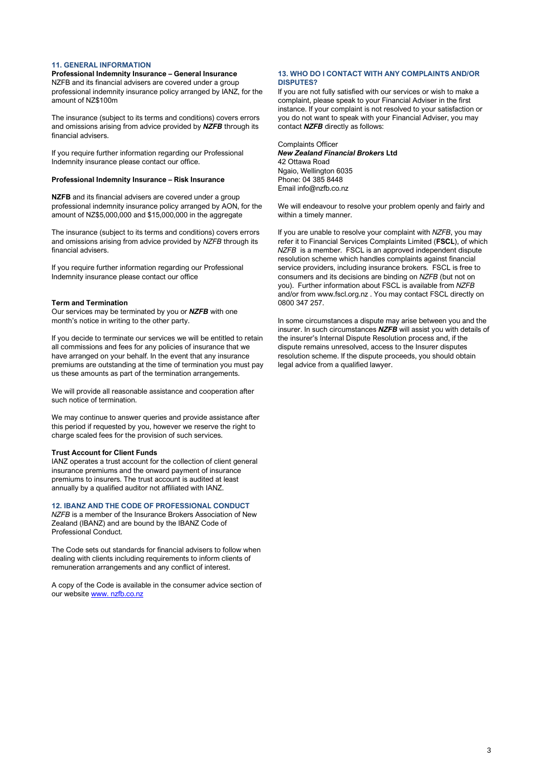## 11. GENERAL INFORMATION

**Professional Indemnity Insurance – General Insurance**
NZFB and its financial advisers are covered under a group professional indemnity insurance policy arranged by IANZ, for the amount of NZ$100m

The insurance (subject to its terms and conditions) covers errors and omissions arising from advice provided by ***NZFB*** through its financial advisers.

If you require further information regarding our Professional Indemnity insurance please contact our office.

**Professional Indemnity Insurance – Risk Insurance**

**NZFB** and its financial advisers are covered under a group professional indemnity insurance policy arranged by AON, for the amount of NZ$5,000,000 and $15,000,000 in the aggregate

The insurance (subject to its terms and conditions) covers errors and omissions arising from advice provided by *NZFB* through its financial advisers.

If you require further information regarding our Professional Indemnity insurance please contact our office

**Term and Termination**
Our services may be terminated by you or ***NZFB*** with one month's notice in writing to the other party.

If you decide to terminate our services we will be entitled to retain all commissions and fees for any policies of insurance that we have arranged on your behalf. In the event that any insurance premiums are outstanding at the time of termination you must pay us these amounts as part of the termination arrangements.

We will provide all reasonable assistance and cooperation after such notice of termination.

We may continue to answer queries and provide assistance after this period if requested by you, however we reserve the right to charge scaled fees for the provision of such services.

**Trust Account for Client Funds**
IANZ operates a trust account for the collection of client general insurance premiums and the onward payment of insurance premiums to insurers. The trust account is audited at least annually by a qualified auditor not affiliated with IANZ.

## 12. IBANZ AND THE CODE OF PROFESSIONAL CONDUCT

*NZFB* is a member of the Insurance Brokers Association of New Zealand (IBANZ) and are bound by the IBANZ Code of Professional Conduct.

The Code sets out standards for financial advisers to follow when dealing with clients including requirements to inform clients of remuneration arrangements and any conflict of interest.

A copy of the Code is available in the consumer advice section of our website [www. nzfb.co.nz](www.nzfb.co.nz)

## 13. WHO DO I CONTACT WITH ANY COMPLAINTS AND/OR DISPUTES?

If you are not fully satisfied with our services or wish to make a complaint, please speak to your Financial Adviser in the first instance. If your complaint is not resolved to your satisfaction or you do not want to speak with your Financial Adviser, you may contact ***NZFB*** directly as follows:

Complaints Officer
***New Zealand Financial Brokers*** **Ltd**
42 Ottawa Road
Ngaio, Wellington 6035
Phone: 04 385 8448
Email info@nzfb.co.nz

We will endeavour to resolve your problem openly and fairly and within a timely manner.

If you are unable to resolve your complaint with *NZFB*, you may refer it to Financial Services Complaints Limited (**FSCL**), of which *NZFB* is a member. FSCL is an approved independent dispute resolution scheme which handles complaints against financial service providers, including insurance brokers. FSCL is free to consumers and its decisions are binding on *NZFB* (but not on you). Further information about FSCL is available from *NZFB* and/or from www.fscl.org.nz . You may contact FSCL directly on 0800 347 257.

In some circumstances a dispute may arise between you and the insurer. In such circumstances ***NZFB*** will assist you with details of the insurer's Internal Dispute Resolution process and, if the dispute remains unresolved, access to the Insurer disputes resolution scheme. If the dispute proceeds, you should obtain legal advice from a qualified lawyer.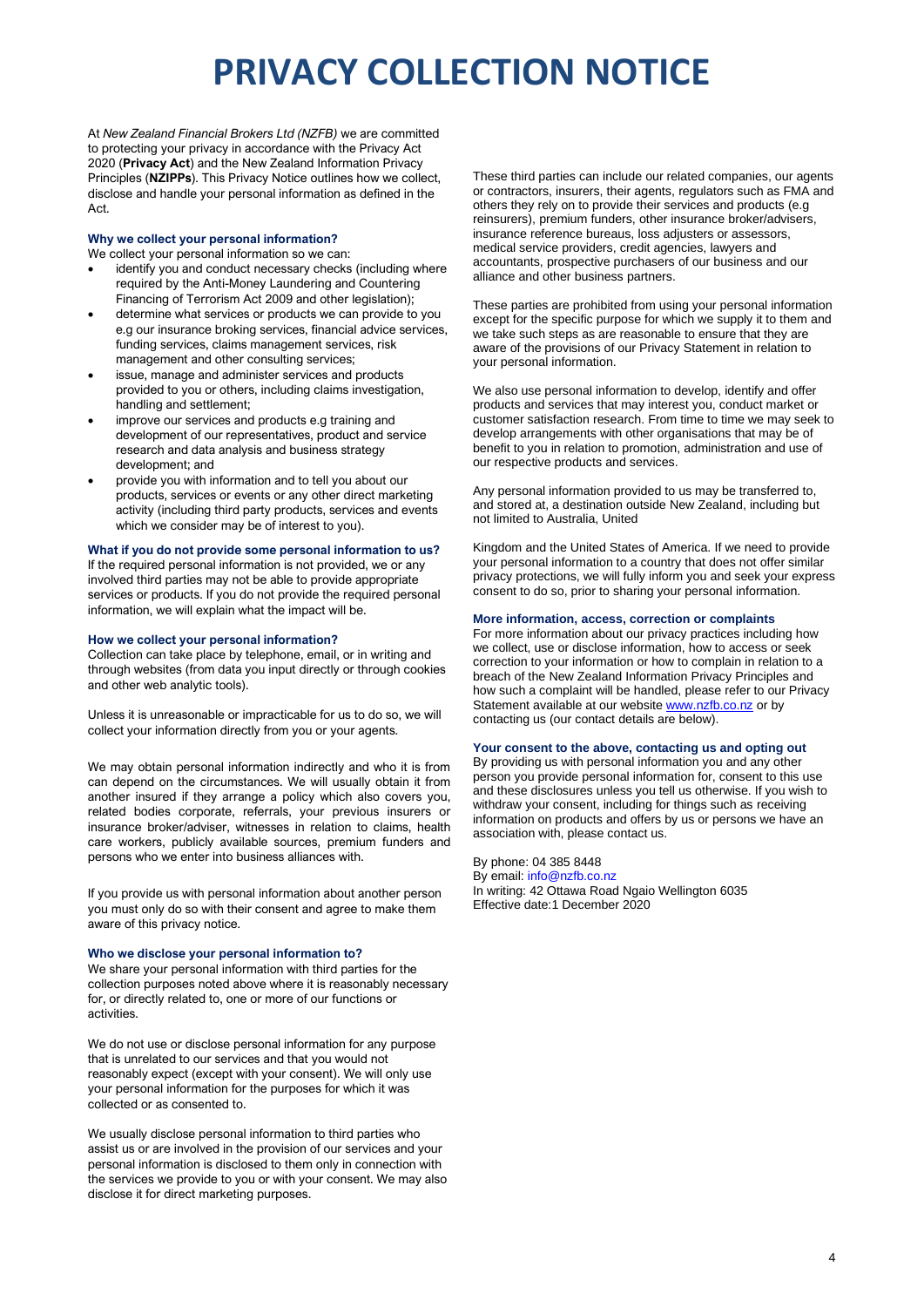# PRIVACY COLLECTION NOTICE

At *New Zealand Financial Brokers Ltd (NZFB)* we are committed to protecting your privacy in accordance with the Privacy Act 2020 (**Privacy Act**) and the New Zealand Information Privacy Principles (**NZIPPs**). This Privacy Notice outlines how we collect, disclose and handle your personal information as defined in the Act.

### Why we collect your personal information?

We collect your personal information so we can:

- identify you and conduct necessary checks (including where required by the Anti-Money Laundering and Countering Financing of Terrorism Act 2009 and other legislation);
- determine what services or products we can provide to you e.g our insurance broking services, financial advice services, funding services, claims management services, risk management and other consulting services;
- issue, manage and administer services and products provided to you or others, including claims investigation, handling and settlement;
- improve our services and products e.g training and development of our representatives, product and service research and data analysis and business strategy development; and
- provide you with information and to tell you about our products, services or events or any other direct marketing activity (including third party products, services and events which we consider may be of interest to you).

### What if you do not provide some personal information to us?

If the required personal information is not provided, we or any involved third parties may not be able to provide appropriate services or products. If you do not provide the required personal information, we will explain what the impact will be.

### How we collect your personal information?

Collection can take place by telephone, email, or in writing and through websites (from data you input directly or through cookies and other web analytic tools).

Unless it is unreasonable or impracticable for us to do so, we will collect your information directly from you or your agents.

We may obtain personal information indirectly and who it is from can depend on the circumstances. We will usually obtain it from another insured if they arrange a policy which also covers you, related bodies corporate, referrals, your previous insurers or insurance broker/adviser, witnesses in relation to claims, health care workers, publicly available sources, premium funders and persons who we enter into business alliances with.

If you provide us with personal information about another person you must only do so with their consent and agree to make them aware of this privacy notice.

### Who we disclose your personal information to?

We share your personal information with third parties for the collection purposes noted above where it is reasonably necessary for, or directly related to, one or more of our functions or activities.

We do not use or disclose personal information for any purpose that is unrelated to our services and that you would not reasonably expect (except with your consent). We will only use your personal information for the purposes for which it was collected or as consented to.

We usually disclose personal information to third parties who assist us or are involved in the provision of our services and your personal information is disclosed to them only in connection with the services we provide to you or with your consent. We may also disclose it for direct marketing purposes.

These third parties can include our related companies, our agents or contractors, insurers, their agents, regulators such as FMA and others they rely on to provide their services and products (e.g reinsurers), premium funders, other insurance broker/advisers, insurance reference bureaus, loss adjusters or assessors, medical service providers, credit agencies, lawyers and accountants, prospective purchasers of our business and our alliance and other business partners.

These parties are prohibited from using your personal information except for the specific purpose for which we supply it to them and we take such steps as are reasonable to ensure that they are aware of the provisions of our Privacy Statement in relation to your personal information.

We also use personal information to develop, identify and offer products and services that may interest you, conduct market or customer satisfaction research. From time to time we may seek to develop arrangements with other organisations that may be of benefit to you in relation to promotion, administration and use of our respective products and services.

Any personal information provided to us may be transferred to, and stored at, a destination outside New Zealand, including but not limited to Australia, United

Kingdom and the United States of America. If we need to provide your personal information to a country that does not offer similar privacy protections, we will fully inform you and seek your express consent to do so, prior to sharing your personal information.

### More information, access, correction or complaints

For more information about our privacy practices including how we collect, use or disclose information, how to access or seek correction to your information or how to complain in relation to a breach of the New Zealand Information Privacy Principles and how such a complaint will be handled, please refer to our Privacy Statement available at our website www.nzfb.co.nz or by contacting us (our contact details are below).

### Your consent to the above, contacting us and opting out

By providing us with personal information you and any other person you provide personal information for, consent to this use and these disclosures unless you tell us otherwise. If you wish to withdraw your consent, including for things such as receiving information on products and offers by us or persons we have an association with, please contact us.

By phone: 04 385 8448
By email: info@nzfb.co.nz
In writing: 42 Ottawa Road Ngaio Wellington 6035
Effective date:1 December 2020